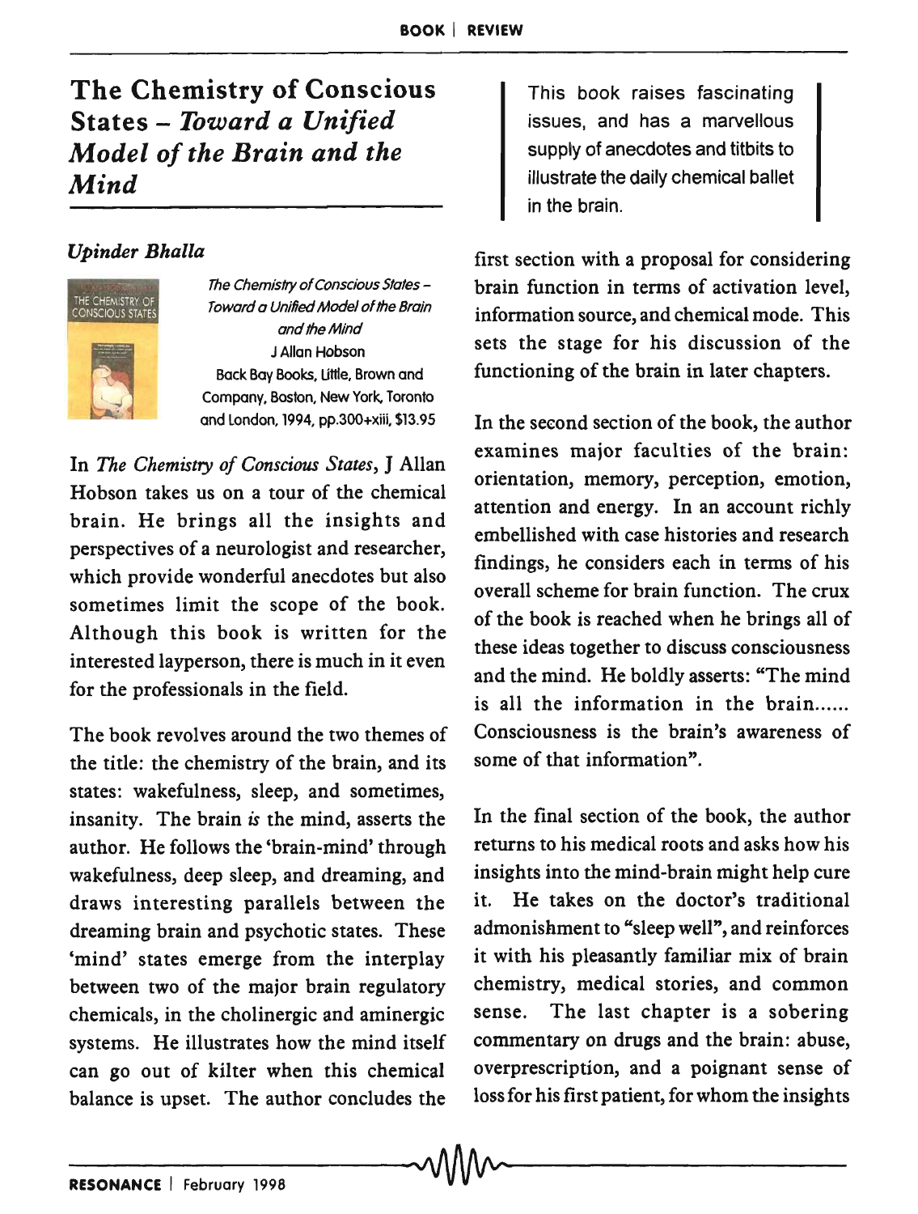BOOK | REVIEW

# The Chemistry of Conscious States – *Toward a Unified Model of the Brain and the Mind*

*Upinder Bhalla*

*The Chemistry of Conscious States – Toward a Unified Model of the Brain and the Mind*
J Allan Hobson
Back Bay Books, Little, Brown and Company, Boston, New York, Toronto and London, 1994, pp.300+xiii, $13.95

In *The Chemistry of Conscious States*, J Allan Hobson takes us on a tour of the chemical brain. He brings all the insights and perspectives of a neurologist and researcher, which provide wonderful anecdotes but also sometimes limit the scope of the book. Although this book is written for the interested layperson, there is much in it even for the professionals in the field.

The book revolves around the two themes of the title: the chemistry of the brain, and its states: wakefulness, sleep, and sometimes, insanity. The brain *is* the mind, asserts the author. He follows the 'brain-mind' through wakefulness, deep sleep, and dreaming, and draws interesting parallels between the dreaming brain and psychotic states. These 'mind' states emerge from the interplay between two of the major brain regulatory chemicals, in the cholinergic and aminergic systems. He illustrates how the mind itself can go out of kilter when this chemical balance is upset. The author concludes the first section with a proposal for considering brain function in terms of activation level, information source, and chemical mode. This sets the stage for his discussion of the functioning of the brain in later chapters.

> This book raises fascinating issues, and has a marvellous supply of anecdotes and titbits to illustrate the daily chemical ballet in the brain.

In the second section of the book, the author examines major faculties of the brain: orientation, memory, perception, emotion, attention and energy. In an account richly embellished with case histories and research findings, he considers each in terms of his overall scheme for brain function. The crux of the book is reached when he brings all of these ideas together to discuss consciousness and the mind. He boldly asserts: "The mind is all the information in the brain...... Consciousness is the brain's awareness of some of that information".

In the final section of the book, the author returns to his medical roots and asks how his insights into the mind-brain might help cure it. He takes on the doctor's traditional admonishment to "sleep well", and reinforces it with his pleasantly familiar mix of brain chemistry, medical stories, and common sense. The last chapter is a sobering commentary on drugs and the brain: abuse, overprescription, and a poignant sense of loss for his first patient, for whom the insights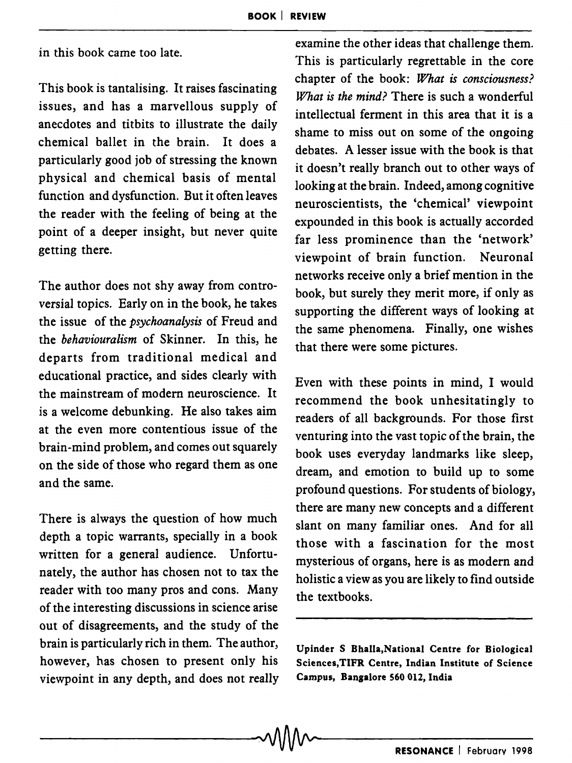in this book came too late.

This book is tantalising. It raises fascinating issues, and has a marvellous supply of anecdotes and titbits to illustrate the daily chemical ballet in the brain. It does a particularly good job of stressing the known physical and chemical basis of mental function and dysfunction. But it often leaves the reader with the feeling of being at the point of a deeper insight, but never quite getting there.

The author does not shy away from controversial topics. Early on in the book, he takes the issue of the *psychoanalysis* of Freud and the *behaviouralism* of Skinner. In this, he departs from traditional medical and educational practice, and sides clearly with the mainstream of modern neuroscience. It is a welcome debunking. He also takes aim at the even more contentious issue of the brain-mind problem, and comes out squarely on the side of those who regard them as one and the same.

There is always the question of how much depth a topic warrants, specially in a book written for a general audience. Unfortunately, the author has chosen not to tax the reader with too many pros and cons. Many of the interesting discussions in science arise out of disagreements, and the study of the brain is particularly rich in them. The author, however, has chosen to present only his viewpoint in any depth, and does not really examine the other ideas that challenge them. This is particularly regrettable in the core chapter of the book: *What is consciousness? What is the mind?* There is such a wonderful intellectual ferment in this area that it is a shame to miss out on some of the ongoing debates. A lesser issue with the book is that it doesn't really branch out to other ways of looking at the brain. Indeed, among cognitive neuroscientists, the 'chemical' viewpoint expounded in this book is actually accorded far less prominence than the 'network' viewpoint of brain function. Neuronal networks receive only a brief mention in the book, but surely they merit more, if only as supporting the different ways of looking at the same phenomena. Finally, one wishes that there were some pictures.

Even with these points in mind, I would recommend the book unhesitatingly to readers of all backgrounds. For those first venturing into the vast topic of the brain, the book uses everyday landmarks like sleep, dream, and emotion to build up to some profound questions. For students of biology, there are many new concepts and a different slant on many familiar ones. And for all those with a fascination for the most mysterious of organs, here is as modern and holistic a view as you are likely to find outside the textbooks.

**Upinder S Bhalla, National Centre for Biological Sciences, TIFR Centre, Indian Institute of Science Campus, Bangalore 560 012, India**